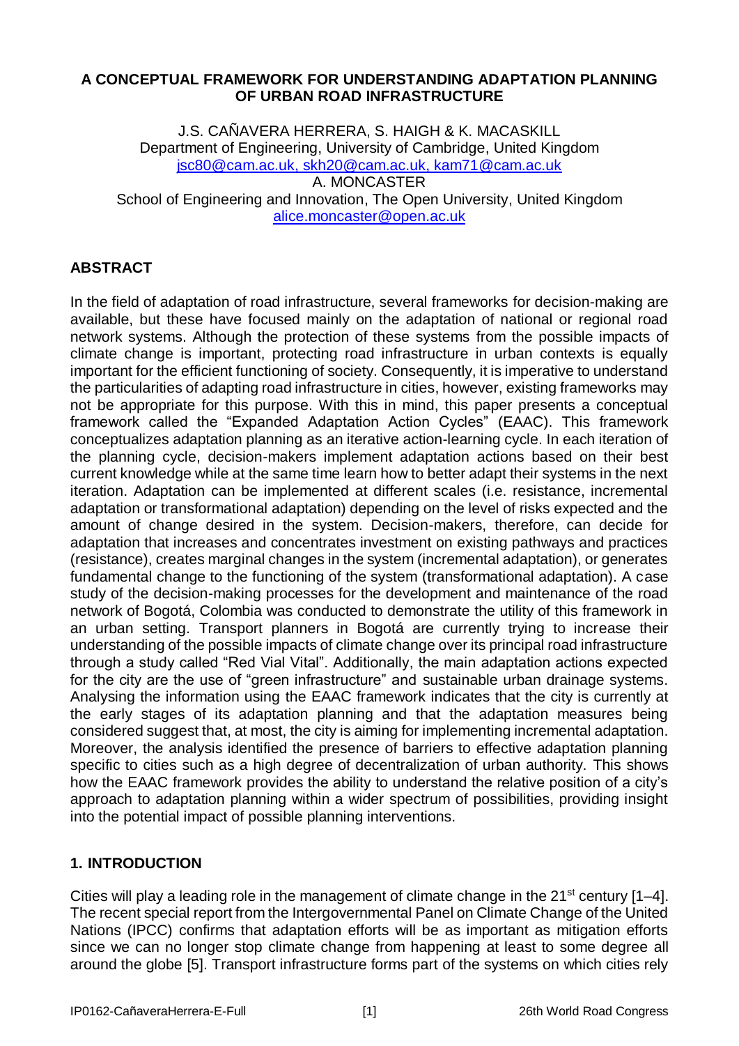# A CONCEPTUAL FRAMEWORK FOR UNDERSTANDING ADAPTATION PLANNING OF URBAN ROAD INFRASTRUCTURE

J.S. CAÑAVERA HERRERA, S. HAIGH & K. MACASKILL
Department of Engineering, University of Cambridge, United Kingdom
jsc80@cam.ac.uk, skh20@cam.ac.uk, kam71@cam.ac.uk
A. MONCASTER
School of Engineering and Innovation, The Open University, United Kingdom
alice.moncaster@open.ac.uk

## ABSTRACT

In the field of adaptation of road infrastructure, several frameworks for decision-making are available, but these have focused mainly on the adaptation of national or regional road network systems. Although the protection of these systems from the possible impacts of climate change is important, protecting road infrastructure in urban contexts is equally important for the efficient functioning of society. Consequently, it is imperative to understand the particularities of adapting road infrastructure in cities, however, existing frameworks may not be appropriate for this purpose. With this in mind, this paper presents a conceptual framework called the "Expanded Adaptation Action Cycles" (EAAC). This framework conceptualizes adaptation planning as an iterative action-learning cycle. In each iteration of the planning cycle, decision-makers implement adaptation actions based on their best current knowledge while at the same time learn how to better adapt their systems in the next iteration. Adaptation can be implemented at different scales (i.e. resistance, incremental adaptation or transformational adaptation) depending on the level of risks expected and the amount of change desired in the system. Decision-makers, therefore, can decide for adaptation that increases and concentrates investment on existing pathways and practices (resistance), creates marginal changes in the system (incremental adaptation), or generates fundamental change to the functioning of the system (transformational adaptation). A case study of the decision-making processes for the development and maintenance of the road network of Bogotá, Colombia was conducted to demonstrate the utility of this framework in an urban setting. Transport planners in Bogotá are currently trying to increase their understanding of the possible impacts of climate change over its principal road infrastructure through a study called "Red Vial Vital". Additionally, the main adaptation actions expected for the city are the use of "green infrastructure" and sustainable urban drainage systems. Analysing the information using the EAAC framework indicates that the city is currently at the early stages of its adaptation planning and that the adaptation measures being considered suggest that, at most, the city is aiming for implementing incremental adaptation. Moreover, the analysis identified the presence of barriers to effective adaptation planning specific to cities such as a high degree of decentralization of urban authority. This shows how the EAAC framework provides the ability to understand the relative position of a city's approach to adaptation planning within a wider spectrum of possibilities, providing insight into the potential impact of possible planning interventions.

## 1. INTRODUCTION

Cities will play a leading role in the management of climate change in the 21st century [1–4]. The recent special report from the Intergovernmental Panel on Climate Change of the United Nations (IPCC) confirms that adaptation efforts will be as important as mitigation efforts since we can no longer stop climate change from happening at least to some degree all around the globe [5]. Transport infrastructure forms part of the systems on which cities rely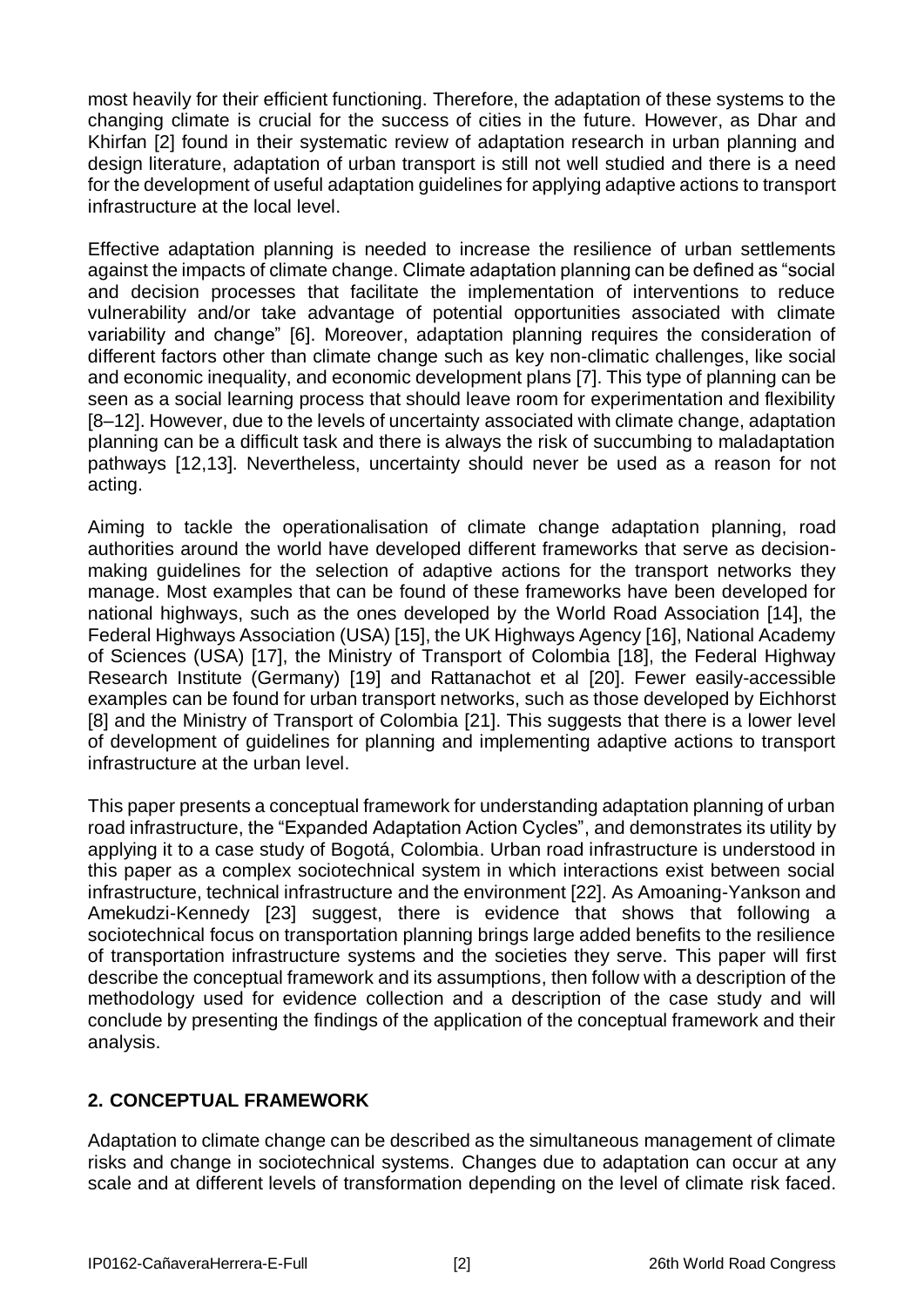most heavily for their efficient functioning. Therefore, the adaptation of these systems to the changing climate is crucial for the success of cities in the future. However, as Dhar and Khirfan [2] found in their systematic review of adaptation research in urban planning and design literature, adaptation of urban transport is still not well studied and there is a need for the development of useful adaptation guidelines for applying adaptive actions to transport infrastructure at the local level.

Effective adaptation planning is needed to increase the resilience of urban settlements against the impacts of climate change. Climate adaptation planning can be defined as "social and decision processes that facilitate the implementation of interventions to reduce vulnerability and/or take advantage of potential opportunities associated with climate variability and change" [6]. Moreover, adaptation planning requires the consideration of different factors other than climate change such as key non-climatic challenges, like social and economic inequality, and economic development plans [7]. This type of planning can be seen as a social learning process that should leave room for experimentation and flexibility [8–12]. However, due to the levels of uncertainty associated with climate change, adaptation planning can be a difficult task and there is always the risk of succumbing to maladaptation pathways [12,13]. Nevertheless, uncertainty should never be used as a reason for not acting.

Aiming to tackle the operationalisation of climate change adaptation planning, road authorities around the world have developed different frameworks that serve as decision-making guidelines for the selection of adaptive actions for the transport networks they manage. Most examples that can be found of these frameworks have been developed for national highways, such as the ones developed by the World Road Association [14], the Federal Highways Association (USA) [15], the UK Highways Agency [16], National Academy of Sciences (USA) [17], the Ministry of Transport of Colombia [18], the Federal Highway Research Institute (Germany) [19] and Rattanachot et al [20]. Fewer easily-accessible examples can be found for urban transport networks, such as those developed by Eichhorst [8] and the Ministry of Transport of Colombia [21]. This suggests that there is a lower level of development of guidelines for planning and implementing adaptive actions to transport infrastructure at the urban level.

This paper presents a conceptual framework for understanding adaptation planning of urban road infrastructure, the "Expanded Adaptation Action Cycles", and demonstrates its utility by applying it to a case study of Bogotá, Colombia. Urban road infrastructure is understood in this paper as a complex sociotechnical system in which interactions exist between social infrastructure, technical infrastructure and the environment [22]. As Amoaning-Yankson and Amekudzi-Kennedy [23] suggest, there is evidence that shows that following a sociotechnical focus on transportation planning brings large added benefits to the resilience of transportation infrastructure systems and the societies they serve. This paper will first describe the conceptual framework and its assumptions, then follow with a description of the methodology used for evidence collection and a description of the case study and will conclude by presenting the findings of the application of the conceptual framework and their analysis.

## 2. CONCEPTUAL FRAMEWORK

Adaptation to climate change can be described as the simultaneous management of climate risks and change in sociotechnical systems. Changes due to adaptation can occur at any scale and at different levels of transformation depending on the level of climate risk faced.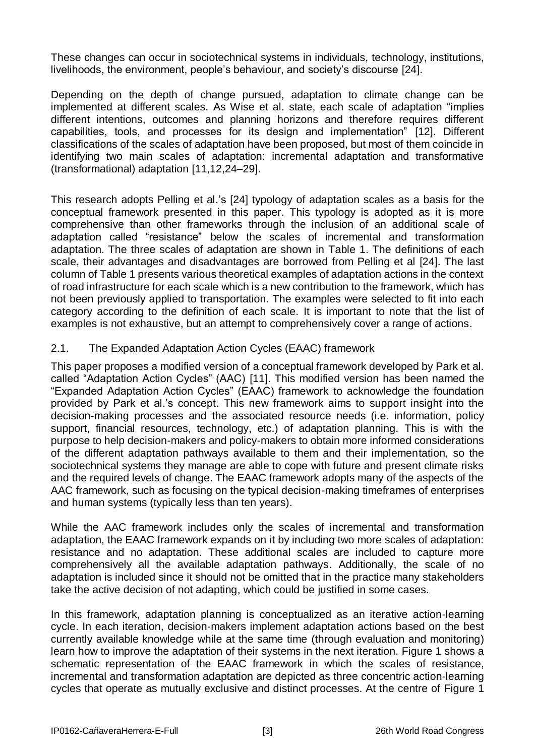These changes can occur in sociotechnical systems in individuals, technology, institutions, livelihoods, the environment, people's behaviour, and society's discourse [24].

Depending on the depth of change pursued, adaptation to climate change can be implemented at different scales. As Wise et al. state, each scale of adaptation "implies different intentions, outcomes and planning horizons and therefore requires different capabilities, tools, and processes for its design and implementation" [12]. Different classifications of the scales of adaptation have been proposed, but most of them coincide in identifying two main scales of adaptation: incremental adaptation and transformative (transformational) adaptation [11,12,24–29].

This research adopts Pelling et al.'s [24] typology of adaptation scales as a basis for the conceptual framework presented in this paper. This typology is adopted as it is more comprehensive than other frameworks through the inclusion of an additional scale of adaptation called "resistance" below the scales of incremental and transformation adaptation. The three scales of adaptation are shown in Table 1. The definitions of each scale, their advantages and disadvantages are borrowed from Pelling et al [24]. The last column of Table 1 presents various theoretical examples of adaptation actions in the context of road infrastructure for each scale which is a new contribution to the framework, which has not been previously applied to transportation. The examples were selected to fit into each category according to the definition of each scale. It is important to note that the list of examples is not exhaustive, but an attempt to comprehensively cover a range of actions.

## 2.1. The Expanded Adaptation Action Cycles (EAAC) framework

This paper proposes a modified version of a conceptual framework developed by Park et al. called "Adaptation Action Cycles" (AAC) [11]. This modified version has been named the "Expanded Adaptation Action Cycles" (EAAC) framework to acknowledge the foundation provided by Park et al.'s concept. This new framework aims to support insight into the decision-making processes and the associated resource needs (i.e. information, policy support, financial resources, technology, etc.) of adaptation planning. This is with the purpose to help decision-makers and policy-makers to obtain more informed considerations of the different adaptation pathways available to them and their implementation, so the sociotechnical systems they manage are able to cope with future and present climate risks and the required levels of change. The EAAC framework adopts many of the aspects of the AAC framework, such as focusing on the typical decision-making timeframes of enterprises and human systems (typically less than ten years).

While the AAC framework includes only the scales of incremental and transformation adaptation, the EAAC framework expands on it by including two more scales of adaptation: resistance and no adaptation. These additional scales are included to capture more comprehensively all the available adaptation pathways. Additionally, the scale of no adaptation is included since it should not be omitted that in the practice many stakeholders take the active decision of not adapting, which could be justified in some cases.

In this framework, adaptation planning is conceptualized as an iterative action-learning cycle. In each iteration, decision-makers implement adaptation actions based on the best currently available knowledge while at the same time (through evaluation and monitoring) learn how to improve the adaptation of their systems in the next iteration. Figure 1 shows a schematic representation of the EAAC framework in which the scales of resistance, incremental and transformation adaptation are depicted as three concentric action-learning cycles that operate as mutually exclusive and distinct processes. At the centre of Figure 1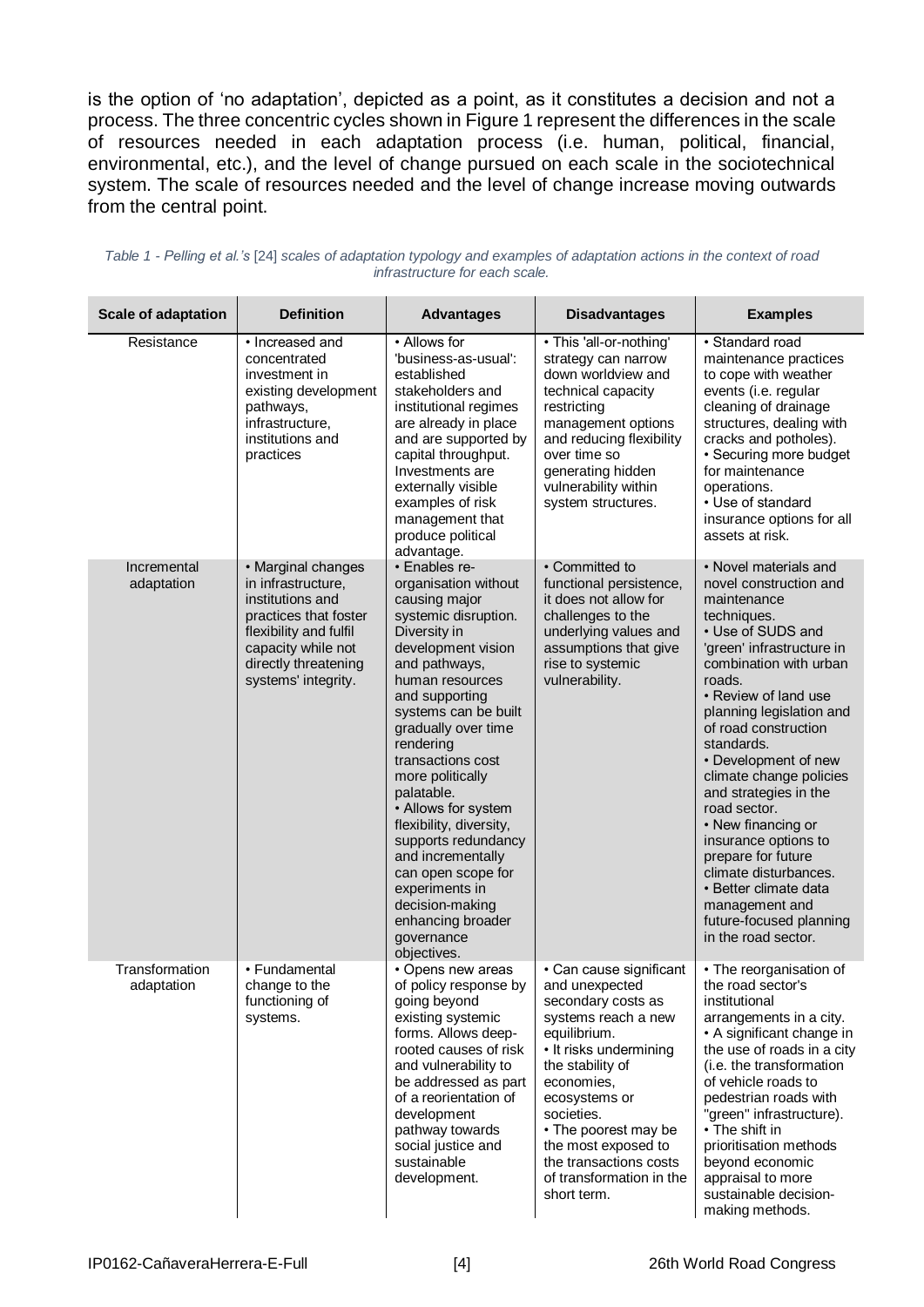is the option of 'no adaptation', depicted as a point, as it constitutes a decision and not a process. The three concentric cycles shown in Figure 1 represent the differences in the scale of resources needed in each adaptation process (i.e. human, political, financial, environmental, etc.), and the level of change pursued on each scale in the sociotechnical system. The scale of resources needed and the level of change increase moving outwards from the central point.

*Table 1 - Pelling et al.'s [24] scales of adaptation typology and examples of adaptation actions in the context of road infrastructure for each scale.*

| Scale of adaptation | Definition | Advantages | Disadvantages | Examples |
|---|---|---|---|---|
| Resistance | • Increased and concentrated investment in existing development pathways, infrastructure, institutions and practices | • Allows for 'business-as-usual': established stakeholders and institutional regimes are already in place and are supported by capital throughput. Investments are externally visible examples of risk management that produce political advantage. | • This 'all-or-nothing' strategy can narrow down worldview and technical capacity restricting management options and reducing flexibility over time so generating hidden vulnerability within system structures. | • Standard road maintenance practices to cope with weather events (i.e. regular cleaning of drainage structures, dealing with cracks and potholes). • Securing more budget for maintenance operations. • Use of standard insurance options for all assets at risk. |
| Incremental adaptation | • Marginal changes in infrastructure, institutions and practices that foster flexibility and fulfil capacity while not directly threatening systems' integrity. | • Enables re-organisation without causing major systemic disruption. Diversity in development vision and pathways, human resources and supporting systems can be built gradually over time rendering transactions cost more politically palatable. • Allows for system flexibility, diversity, supports redundancy and incrementally can open scope for experiments in decision-making enhancing broader governance objectives. | • Committed to functional persistence, it does not allow for challenges to the underlying values and assumptions that give rise to systemic vulnerability. | • Novel materials and novel construction and maintenance techniques. • Use of SUDS and 'green' infrastructure in combination with urban roads. • Review of land use planning legislation and of road construction standards. • Development of new climate change policies and strategies in the road sector. • New financing or insurance options to prepare for future climate disturbances. • Better climate data management and future-focused planning in the road sector. |
| Transformation adaptation | • Fundamental change to the functioning of systems. | • Opens new areas of policy response by going beyond existing systemic forms. Allows deep-rooted causes of risk and vulnerability to be addressed as part of a reorientation of development pathway towards social justice and sustainable development. | • Can cause significant and unexpected secondary costs as systems reach a new equilibrium. • It risks undermining the stability of economies, ecosystems or societies. • The poorest may be the most exposed to the transactions costs of transformation in the short term. | • The reorganisation of the road sector's institutional arrangements in a city. • A significant change in the use of roads in a city (i.e. the transformation of vehicle roads to pedestrian roads with "green" infrastructure). • The shift in prioritisation methods beyond economic appraisal to more sustainable decision-making methods. |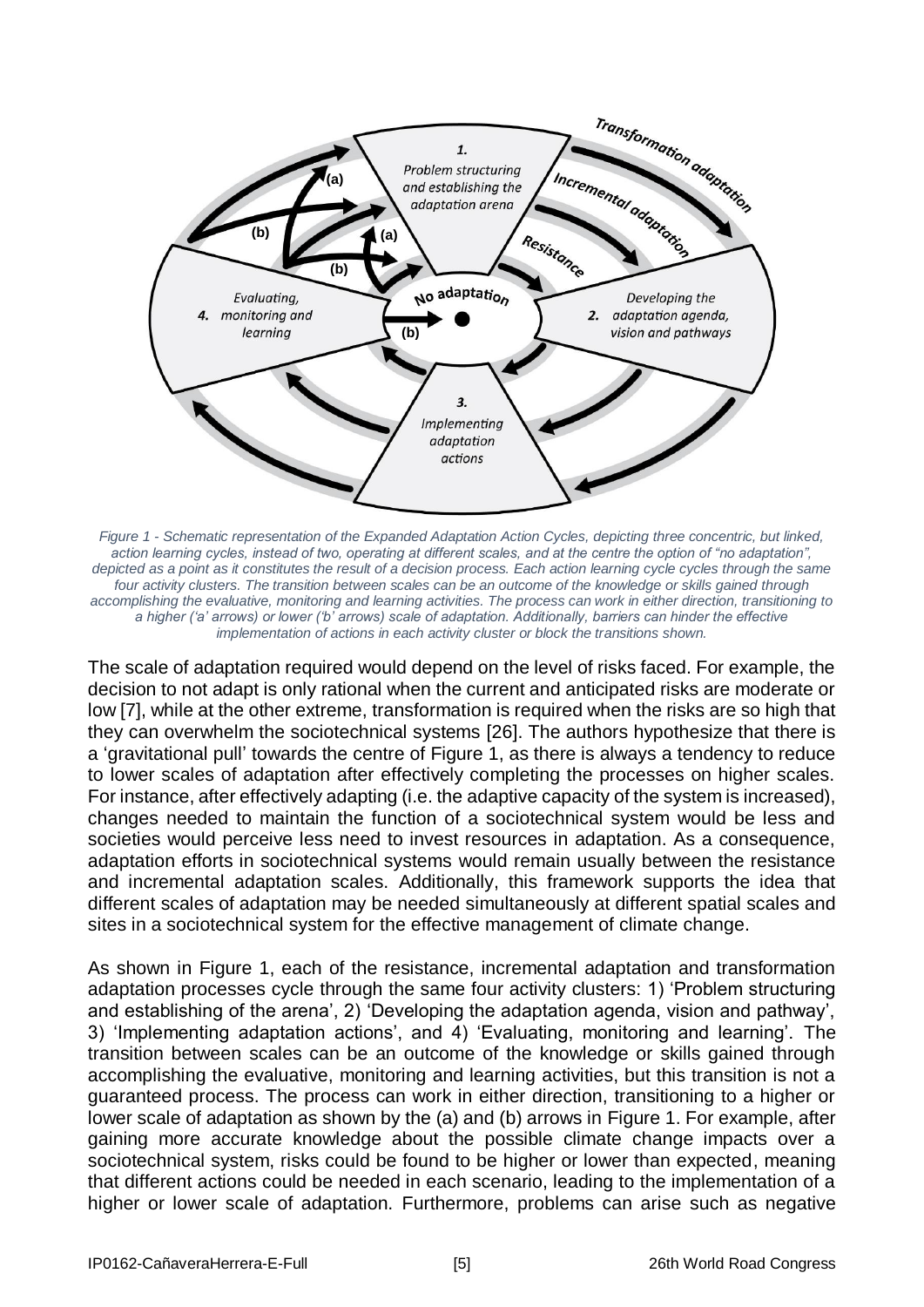*Figure 1 - Schematic representation of the Expanded Adaptation Action Cycles, depicting three concentric, but linked, action learning cycles, instead of two, operating at different scales, and at the centre the option of "no adaptation", depicted as a point as it constitutes the result of a decision process. Each action learning cycle cycles through the same four activity clusters. The transition between scales can be an outcome of the knowledge or skills gained through accomplishing the evaluative, monitoring and learning activities. The process can work in either direction, transitioning to a higher ('a' arrows) or lower ('b' arrows) scale of adaptation. Additionally, barriers can hinder the effective implementation of actions in each activity cluster or block the transitions shown.*

The scale of adaptation required would depend on the level of risks faced. For example, the decision to not adapt is only rational when the current and anticipated risks are moderate or low [7], while at the other extreme, transformation is required when the risks are so high that they can overwhelm the sociotechnical systems [26]. The authors hypothesize that there is a 'gravitational pull' towards the centre of Figure 1, as there is always a tendency to reduce to lower scales of adaptation after effectively completing the processes on higher scales. For instance, after effectively adapting (i.e. the adaptive capacity of the system is increased), changes needed to maintain the function of a sociotechnical system would be less and societies would perceive less need to invest resources in adaptation. As a consequence, adaptation efforts in sociotechnical systems would remain usually between the resistance and incremental adaptation scales. Additionally, this framework supports the idea that different scales of adaptation may be needed simultaneously at different spatial scales and sites in a sociotechnical system for the effective management of climate change.

As shown in Figure 1, each of the resistance, incremental adaptation and transformation adaptation processes cycle through the same four activity clusters: 1) 'Problem structuring and establishing of the arena', 2) 'Developing the adaptation agenda, vision and pathway', 3) 'Implementing adaptation actions', and 4) 'Evaluating, monitoring and learning'. The transition between scales can be an outcome of the knowledge or skills gained through accomplishing the evaluative, monitoring and learning activities, but this transition is not a guaranteed process. The process can work in either direction, transitioning to a higher or lower scale of adaptation as shown by the (a) and (b) arrows in Figure 1. For example, after gaining more accurate knowledge about the possible climate change impacts over a sociotechnical system, risks could be found to be higher or lower than expected, meaning that different actions could be needed in each scenario, leading to the implementation of a higher or lower scale of adaptation. Furthermore, problems can arise such as negative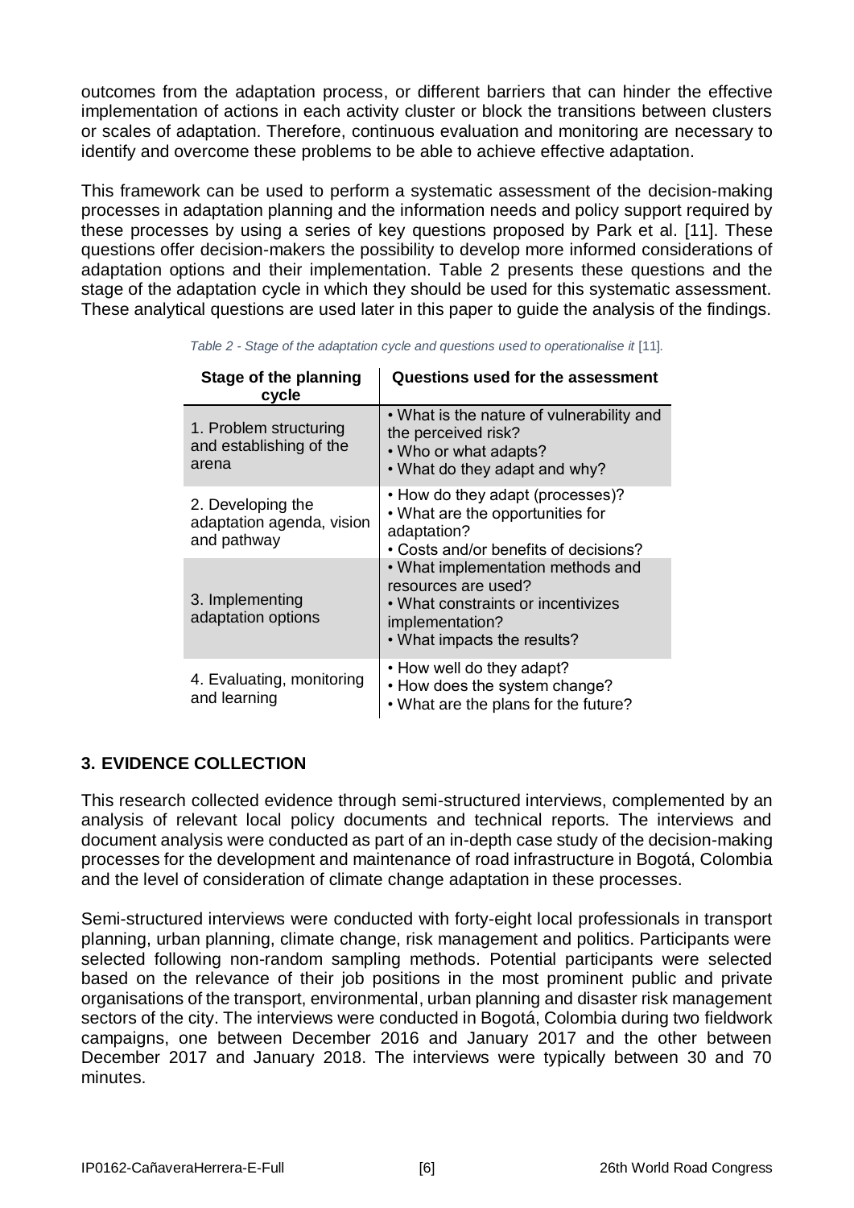outcomes from the adaptation process, or different barriers that can hinder the effective implementation of actions in each activity cluster or block the transitions between clusters or scales of adaptation. Therefore, continuous evaluation and monitoring are necessary to identify and overcome these problems to be able to achieve effective adaptation.

This framework can be used to perform a systematic assessment of the decision-making processes in adaptation planning and the information needs and policy support required by these processes by using a series of key questions proposed by Park et al. [11]. These questions offer decision-makers the possibility to develop more informed considerations of adaptation options and their implementation. Table 2 presents these questions and the stage of the adaptation cycle in which they should be used for this systematic assessment. These analytical questions are used later in this paper to guide the analysis of the findings.

*Table 2 - Stage of the adaptation cycle and questions used to operationalise it* [11].

| Stage of the planning cycle | Questions used for the assessment |
|---|---|
| 1. Problem structuring and establishing of the arena | • What is the nature of vulnerability and the perceived risk?<br>• Who or what adapts?<br>• What do they adapt and why? |
| 2. Developing the adaptation agenda, vision and pathway | • How do they adapt (processes)?<br>• What are the opportunities for adaptation?<br>• Costs and/or benefits of decisions? |
| 3. Implementing adaptation options | • What implementation methods and resources are used?<br>• What constraints or incentivizes implementation?<br>• What impacts the results? |
| 4. Evaluating, monitoring and learning | • How well do they adapt?<br>• How does the system change?<br>• What are the plans for the future? |

## 3. EVIDENCE COLLECTION

This research collected evidence through semi-structured interviews, complemented by an analysis of relevant local policy documents and technical reports. The interviews and document analysis were conducted as part of an in-depth case study of the decision-making processes for the development and maintenance of road infrastructure in Bogotá, Colombia and the level of consideration of climate change adaptation in these processes.

Semi-structured interviews were conducted with forty-eight local professionals in transport planning, urban planning, climate change, risk management and politics. Participants were selected following non-random sampling methods. Potential participants were selected based on the relevance of their job positions in the most prominent public and private organisations of the transport, environmental, urban planning and disaster risk management sectors of the city. The interviews were conducted in Bogotá, Colombia during two fieldwork campaigns, one between December 2016 and January 2017 and the other between December 2017 and January 2018. The interviews were typically between 30 and 70 minutes.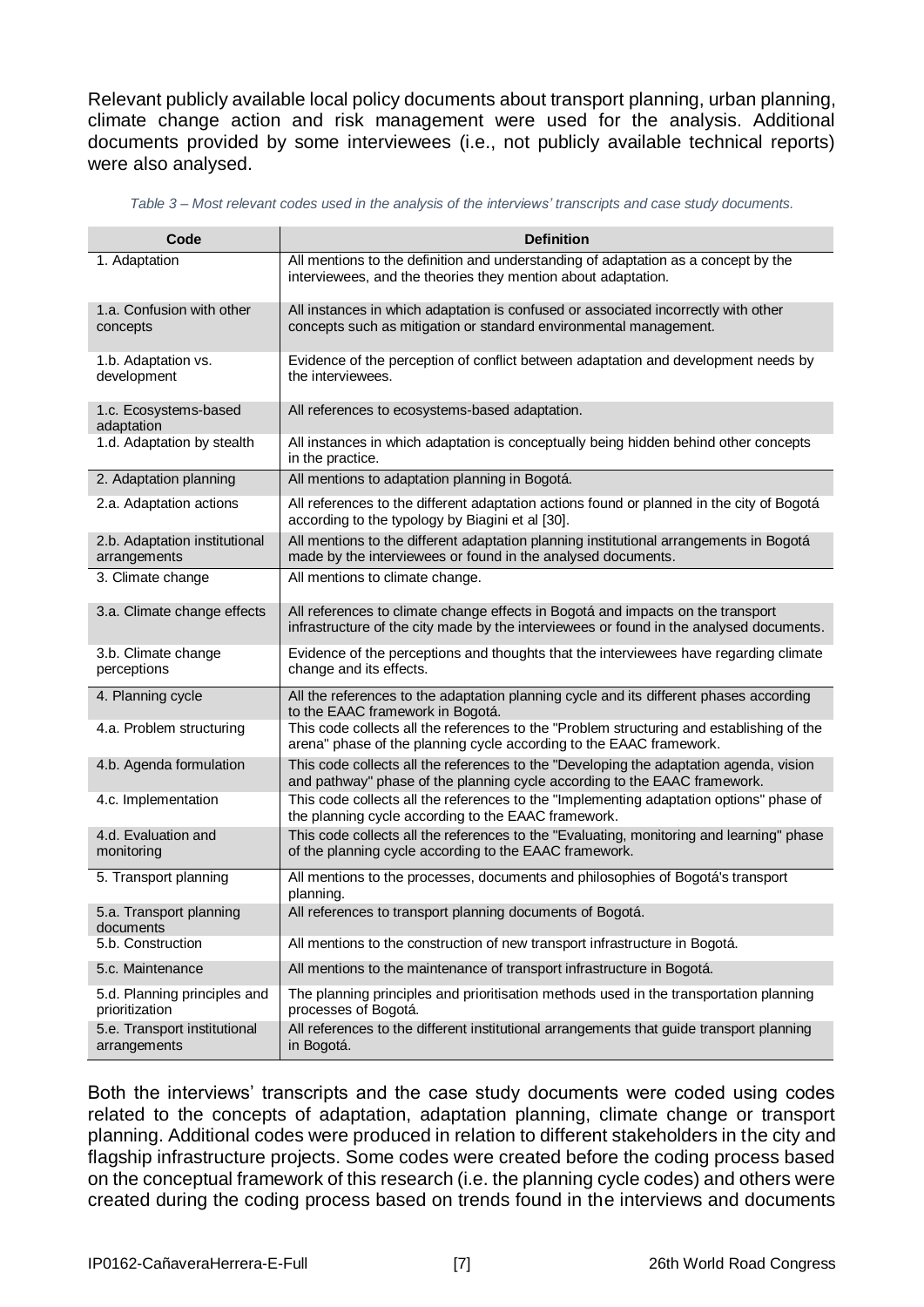Relevant publicly available local policy documents about transport planning, urban planning, climate change action and risk management were used for the analysis. Additional documents provided by some interviewees (i.e., not publicly available technical reports) were also analysed.

*Table 3 – Most relevant codes used in the analysis of the interviews' transcripts and case study documents.*

| Code | Definition |
|---|---|
| 1. Adaptation | All mentions to the definition and understanding of adaptation as a concept by the interviewees, and the theories they mention about adaptation. |
| 1.a. Confusion with other concepts | All instances in which adaptation is confused or associated incorrectly with other concepts such as mitigation or standard environmental management. |
| 1.b. Adaptation vs. development | Evidence of the perception of conflict between adaptation and development needs by the interviewees. |
| 1.c. Ecosystems-based adaptation | All references to ecosystems-based adaptation. |
| 1.d. Adaptation by stealth | All instances in which adaptation is conceptually being hidden behind other concepts in the practice. |
| 2. Adaptation planning | All mentions to adaptation planning in Bogotá. |
| 2.a. Adaptation actions | All references to the different adaptation actions found or planned in the city of Bogotá according to the typology by Biagini et al [30]. |
| 2.b. Adaptation institutional arrangements | All mentions to the different adaptation planning institutional arrangements in Bogotá made by the interviewees or found in the analysed documents. |
| 3. Climate change | All mentions to climate change. |
| 3.a. Climate change effects | All references to climate change effects in Bogotá and impacts on the transport infrastructure of the city made by the interviewees or found in the analysed documents. |
| 3.b. Climate change perceptions | Evidence of the perceptions and thoughts that the interviewees have regarding climate change and its effects. |
| 4. Planning cycle | All the references to the adaptation planning cycle and its different phases according to the EAAC framework in Bogotá. |
| 4.a. Problem structuring | This code collects all the references to the "Problem structuring and establishing of the arena" phase of the planning cycle according to the EAAC framework. |
| 4.b. Agenda formulation | This code collects all the references to the "Developing the adaptation agenda, vision and pathway" phase of the planning cycle according to the EAAC framework. |
| 4.c. Implementation | This code collects all the references to the "Implementing adaptation options" phase of the planning cycle according to the EAAC framework. |
| 4.d. Evaluation and monitoring | This code collects all the references to the "Evaluating, monitoring and learning" phase of the planning cycle according to the EAAC framework. |
| 5. Transport planning | All mentions to the processes, documents and philosophies of Bogotá's transport planning. |
| 5.a. Transport planning documents | All references to transport planning documents of Bogotá. |
| 5.b. Construction | All mentions to the construction of new transport infrastructure in Bogotá. |
| 5.c. Maintenance | All mentions to the maintenance of transport infrastructure in Bogotá. |
| 5.d. Planning principles and prioritisation | The planning principles and prioritisation methods used in the transportation planning processes of Bogotá. |
| 5.e. Transport institutional arrangements | All references to the different institutional arrangements that guide transport planning in Bogotá. |

Both the interviews' transcripts and the case study documents were coded using codes related to the concepts of adaptation, adaptation planning, climate change or transport planning. Additional codes were produced in relation to different stakeholders in the city and flagship infrastructure projects. Some codes were created before the coding process based on the conceptual framework of this research (i.e. the planning cycle codes) and others were created during the coding process based on trends found in the interviews and documents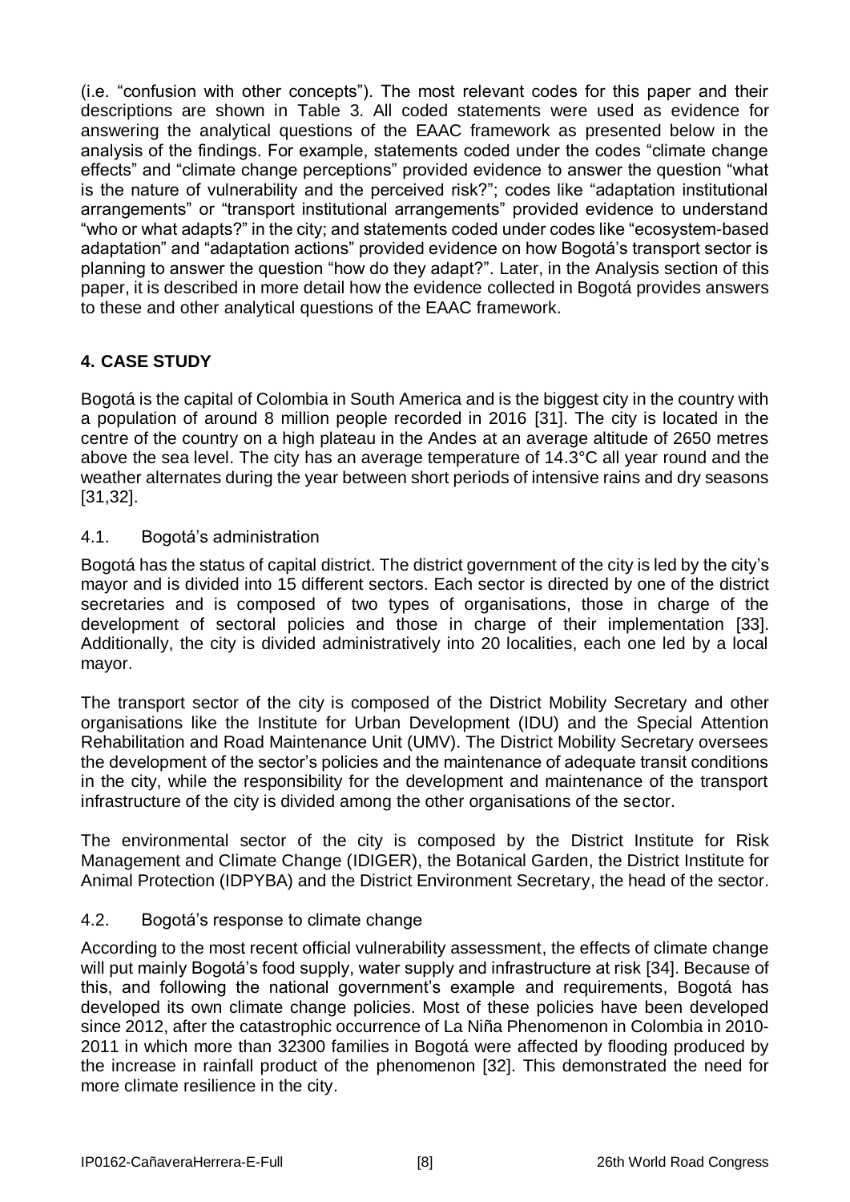(i.e. "confusion with other concepts"). The most relevant codes for this paper and their descriptions are shown in Table 3. All coded statements were used as evidence for answering the analytical questions of the EAAC framework as presented below in the analysis of the findings. For example, statements coded under the codes "climate change effects" and "climate change perceptions" provided evidence to answer the question "what is the nature of vulnerability and the perceived risk?"; codes like "adaptation institutional arrangements" or "transport institutional arrangements" provided evidence to understand "who or what adapts?" in the city; and statements coded under codes like "ecosystem-based adaptation" and "adaptation actions" provided evidence on how Bogotá's transport sector is planning to answer the question "how do they adapt?". Later, in the Analysis section of this paper, it is described in more detail how the evidence collected in Bogotá provides answers to these and other analytical questions of the EAAC framework.

## 4. CASE STUDY

Bogotá is the capital of Colombia in South America and is the biggest city in the country with a population of around 8 million people recorded in 2016 [31]. The city is located in the centre of the country on a high plateau in the Andes at an average altitude of 2650 metres above the sea level. The city has an average temperature of 14.3°C all year round and the weather alternates during the year between short periods of intensive rains and dry seasons [31,32].

### 4.1. Bogotá's administration

Bogotá has the status of capital district. The district government of the city is led by the city's mayor and is divided into 15 different sectors. Each sector is directed by one of the district secretaries and is composed of two types of organisations, those in charge of the development of sectoral policies and those in charge of their implementation [33]. Additionally, the city is divided administratively into 20 localities, each one led by a local mayor.

The transport sector of the city is composed of the District Mobility Secretary and other organisations like the Institute for Urban Development (IDU) and the Special Attention Rehabilitation and Road Maintenance Unit (UMV). The District Mobility Secretary oversees the development of the sector's policies and the maintenance of adequate transit conditions in the city, while the responsibility for the development and maintenance of the transport infrastructure of the city is divided among the other organisations of the sector.

The environmental sector of the city is composed by the District Institute for Risk Management and Climate Change (IDIGER), the Botanical Garden, the District Institute for Animal Protection (IDPYBA) and the District Environment Secretary, the head of the sector.

### 4.2. Bogotá's response to climate change

According to the most recent official vulnerability assessment, the effects of climate change will put mainly Bogotá's food supply, water supply and infrastructure at risk [34]. Because of this, and following the national government's example and requirements, Bogotá has developed its own climate change policies. Most of these policies have been developed since 2012, after the catastrophic occurrence of La Niña Phenomenon in Colombia in 2010-2011 in which more than 32300 families in Bogotá were affected by flooding produced by the increase in rainfall product of the phenomenon [32]. This demonstrated the need for more climate resilience in the city.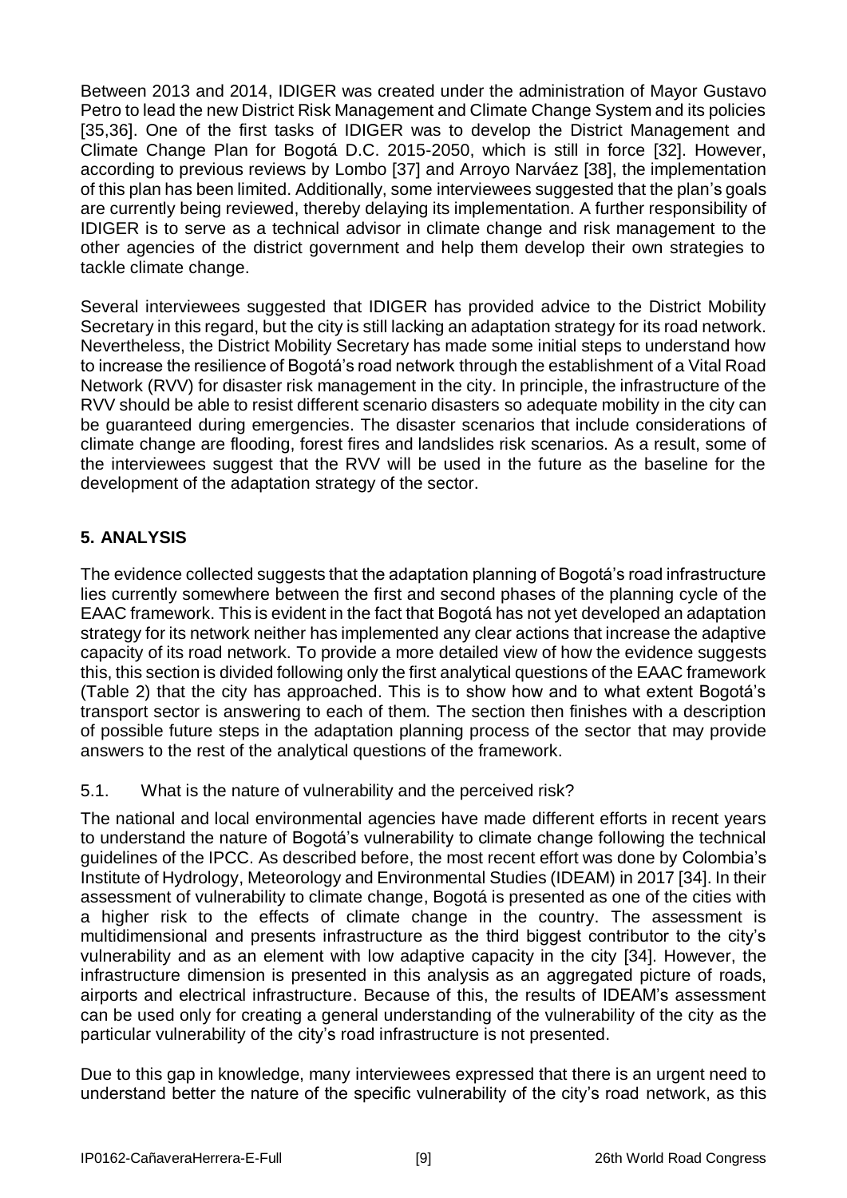Between 2013 and 2014, IDIGER was created under the administration of Mayor Gustavo Petro to lead the new District Risk Management and Climate Change System and its policies [35,36]. One of the first tasks of IDIGER was to develop the District Management and Climate Change Plan for Bogotá D.C. 2015-2050, which is still in force [32]. However, according to previous reviews by Lombo [37] and Arroyo Narváez [38], the implementation of this plan has been limited. Additionally, some interviewees suggested that the plan's goals are currently being reviewed, thereby delaying its implementation. A further responsibility of IDIGER is to serve as a technical advisor in climate change and risk management to the other agencies of the district government and help them develop their own strategies to tackle climate change.

Several interviewees suggested that IDIGER has provided advice to the District Mobility Secretary in this regard, but the city is still lacking an adaptation strategy for its road network. Nevertheless, the District Mobility Secretary has made some initial steps to understand how to increase the resilience of Bogotá's road network through the establishment of a Vital Road Network (RVV) for disaster risk management in the city. In principle, the infrastructure of the RVV should be able to resist different scenario disasters so adequate mobility in the city can be guaranteed during emergencies. The disaster scenarios that include considerations of climate change are flooding, forest fires and landslides risk scenarios. As a result, some of the interviewees suggest that the RVV will be used in the future as the baseline for the development of the adaptation strategy of the sector.

## 5. ANALYSIS

The evidence collected suggests that the adaptation planning of Bogotá's road infrastructure lies currently somewhere between the first and second phases of the planning cycle of the EAAC framework. This is evident in the fact that Bogotá has not yet developed an adaptation strategy for its network neither has implemented any clear actions that increase the adaptive capacity of its road network. To provide a more detailed view of how the evidence suggests this, this section is divided following only the first analytical questions of the EAAC framework (Table 2) that the city has approached. This is to show how and to what extent Bogotá's transport sector is answering to each of them. The section then finishes with a description of possible future steps in the adaptation planning process of the sector that may provide answers to the rest of the analytical questions of the framework.

### 5.1. What is the nature of vulnerability and the perceived risk?

The national and local environmental agencies have made different efforts in recent years to understand the nature of Bogotá's vulnerability to climate change following the technical guidelines of the IPCC. As described before, the most recent effort was done by Colombia's Institute of Hydrology, Meteorology and Environmental Studies (IDEAM) in 2017 [34]. In their assessment of vulnerability to climate change, Bogotá is presented as one of the cities with a higher risk to the effects of climate change in the country. The assessment is multidimensional and presents infrastructure as the third biggest contributor to the city's vulnerability and as an element with low adaptive capacity in the city [34]. However, the infrastructure dimension is presented in this analysis as an aggregated picture of roads, airports and electrical infrastructure. Because of this, the results of IDEAM's assessment can be used only for creating a general understanding of the vulnerability of the city as the particular vulnerability of the city's road infrastructure is not presented.

Due to this gap in knowledge, many interviewees expressed that there is an urgent need to understand better the nature of the specific vulnerability of the city's road network, as this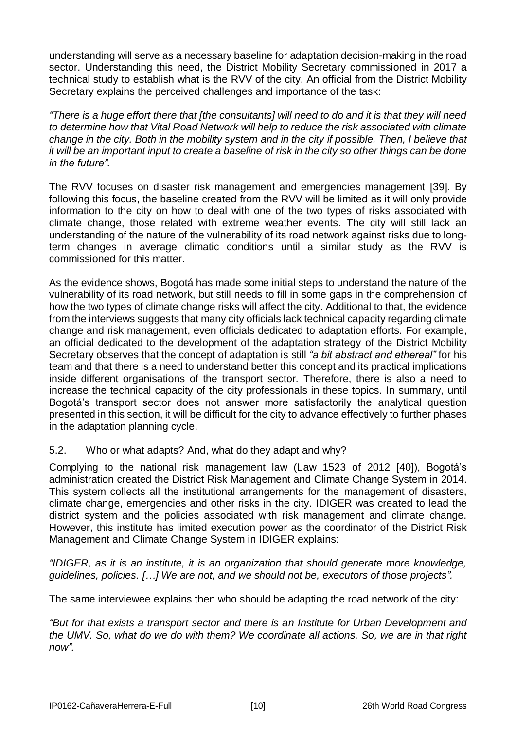understanding will serve as a necessary baseline for adaptation decision-making in the road sector. Understanding this need, the District Mobility Secretary commissioned in 2017 a technical study to establish what is the RVV of the city. An official from the District Mobility Secretary explains the perceived challenges and importance of the task:

*"There is a huge effort there that [the consultants] will need to do and it is that they will need to determine how that Vital Road Network will help to reduce the risk associated with climate change in the city. Both in the mobility system and in the city if possible. Then, I believe that it will be an important input to create a baseline of risk in the city so other things can be done in the future".*

The RVV focuses on disaster risk management and emergencies management [39]. By following this focus, the baseline created from the RVV will be limited as it will only provide information to the city on how to deal with one of the two types of risks associated with climate change, those related with extreme weather events. The city will still lack an understanding of the nature of the vulnerability of its road network against risks due to long-term changes in average climatic conditions until a similar study as the RVV is commissioned for this matter.

As the evidence shows, Bogotá has made some initial steps to understand the nature of the vulnerability of its road network, but still needs to fill in some gaps in the comprehension of how the two types of climate change risks will affect the city. Additional to that, the evidence from the interviews suggests that many city officials lack technical capacity regarding climate change and risk management, even officials dedicated to adaptation efforts. For example, an official dedicated to the development of the adaptation strategy of the District Mobility Secretary observes that the concept of adaptation is still *"a bit abstract and ethereal"* for his team and that there is a need to understand better this concept and its practical implications inside different organisations of the transport sector. Therefore, there is also a need to increase the technical capacity of the city professionals in these topics. In summary, until Bogotá's transport sector does not answer more satisfactorily the analytical question presented in this section, it will be difficult for the city to advance effectively to further phases in the adaptation planning cycle.

### 5.2. Who or what adapts? And, what do they adapt and why?

Complying to the national risk management law (Law 1523 of 2012 [40]), Bogotá's administration created the District Risk Management and Climate Change System in 2014. This system collects all the institutional arrangements for the management of disasters, climate change, emergencies and other risks in the city. IDIGER was created to lead the district system and the policies associated with risk management and climate change. However, this institute has limited execution power as the coordinator of the District Risk Management and Climate Change System in IDIGER explains:

*"IDIGER, as it is an institute, it is an organization that should generate more knowledge, guidelines, policies. […] We are not, and we should not be, executors of those projects".*

The same interviewee explains then who should be adapting the road network of the city:

*"But for that exists a transport sector and there is an Institute for Urban Development and the UMV. So, what do we do with them? We coordinate all actions. So, we are in that right now".*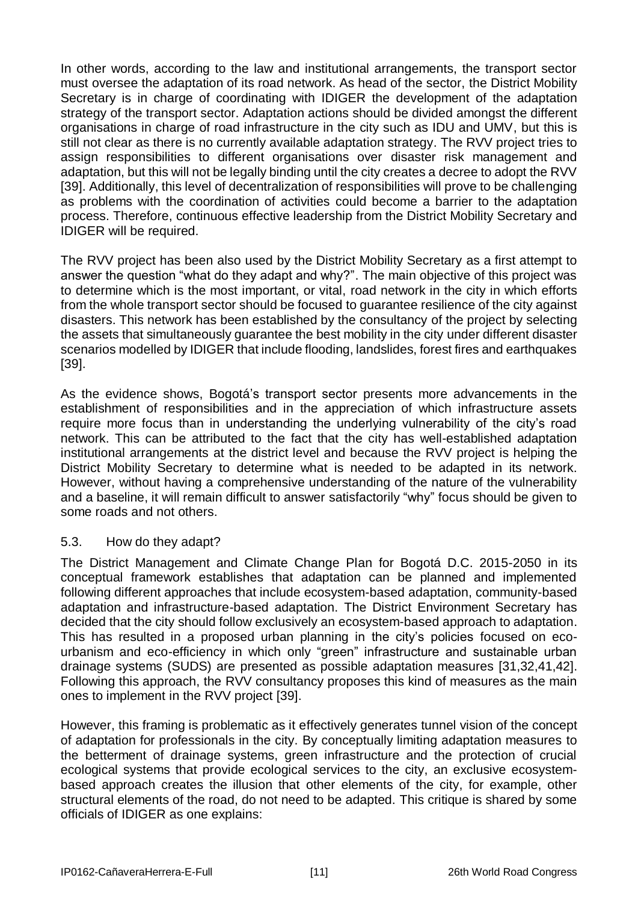In other words, according to the law and institutional arrangements, the transport sector must oversee the adaptation of its road network. As head of the sector, the District Mobility Secretary is in charge of coordinating with IDIGER the development of the adaptation strategy of the transport sector. Adaptation actions should be divided amongst the different organisations in charge of road infrastructure in the city such as IDU and UMV, but this is still not clear as there is no currently available adaptation strategy. The RVV project tries to assign responsibilities to different organisations over disaster risk management and adaptation, but this will not be legally binding until the city creates a decree to adopt the RVV [39]. Additionally, this level of decentralization of responsibilities will prove to be challenging as problems with the coordination of activities could become a barrier to the adaptation process. Therefore, continuous effective leadership from the District Mobility Secretary and IDIGER will be required.

The RVV project has been also used by the District Mobility Secretary as a first attempt to answer the question "what do they adapt and why?". The main objective of this project was to determine which is the most important, or vital, road network in the city in which efforts from the whole transport sector should be focused to guarantee resilience of the city against disasters. This network has been established by the consultancy of the project by selecting the assets that simultaneously guarantee the best mobility in the city under different disaster scenarios modelled by IDIGER that include flooding, landslides, forest fires and earthquakes [39].

As the evidence shows, Bogotá's transport sector presents more advancements in the establishment of responsibilities and in the appreciation of which infrastructure assets require more focus than in understanding the underlying vulnerability of the city's road network. This can be attributed to the fact that the city has well-established adaptation institutional arrangements at the district level and because the RVV project is helping the District Mobility Secretary to determine what is needed to be adapted in its network. However, without having a comprehensive understanding of the nature of the vulnerability and a baseline, it will remain difficult to answer satisfactorily "why" focus should be given to some roads and not others.

### 5.3. How do they adapt?

The District Management and Climate Change Plan for Bogotá D.C. 2015-2050 in its conceptual framework establishes that adaptation can be planned and implemented following different approaches that include ecosystem-based adaptation, community-based adaptation and infrastructure-based adaptation. The District Environment Secretary has decided that the city should follow exclusively an ecosystem-based approach to adaptation. This has resulted in a proposed urban planning in the city's policies focused on eco-urbanism and eco-efficiency in which only "green" infrastructure and sustainable urban drainage systems (SUDS) are presented as possible adaptation measures [31,32,41,42]. Following this approach, the RVV consultancy proposes this kind of measures as the main ones to implement in the RVV project [39].

However, this framing is problematic as it effectively generates tunnel vision of the concept of adaptation for professionals in the city. By conceptually limiting adaptation measures to the betterment of drainage systems, green infrastructure and the protection of crucial ecological systems that provide ecological services to the city, an exclusive ecosystem-based approach creates the illusion that other elements of the city, for example, other structural elements of the road, do not need to be adapted. This critique is shared by some officials of IDIGER as one explains: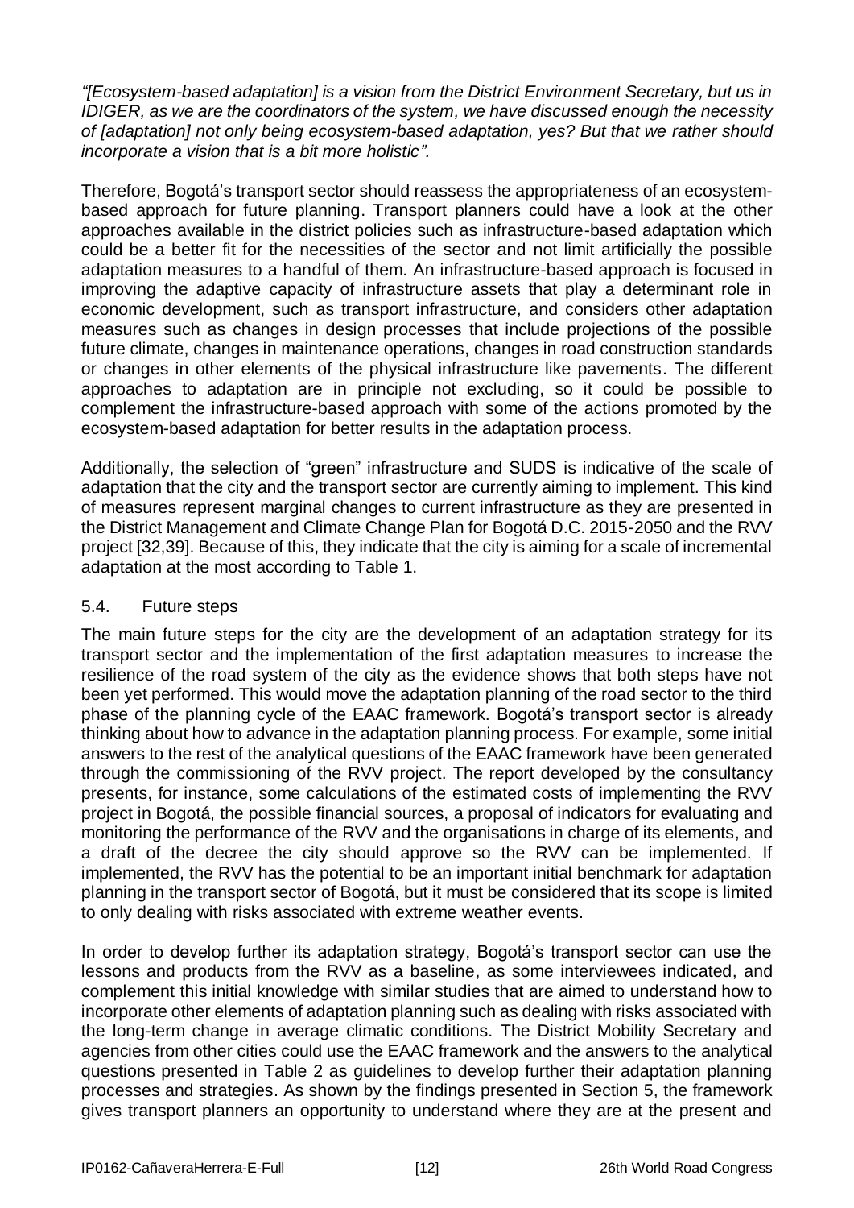*"[Ecosystem-based adaptation] is a vision from the District Environment Secretary, but us in IDIGER, as we are the coordinators of the system, we have discussed enough the necessity of [adaptation] not only being ecosystem-based adaptation, yes? But that we rather should incorporate a vision that is a bit more holistic".*

Therefore, Bogotá's transport sector should reassess the appropriateness of an ecosystem-based approach for future planning. Transport planners could have a look at the other approaches available in the district policies such as infrastructure-based adaptation which could be a better fit for the necessities of the sector and not limit artificially the possible adaptation measures to a handful of them. An infrastructure-based approach is focused in improving the adaptive capacity of infrastructure assets that play a determinant role in economic development, such as transport infrastructure, and considers other adaptation measures such as changes in design processes that include projections of the possible future climate, changes in maintenance operations, changes in road construction standards or changes in other elements of the physical infrastructure like pavements. The different approaches to adaptation are in principle not excluding, so it could be possible to complement the infrastructure-based approach with some of the actions promoted by the ecosystem-based adaptation for better results in the adaptation process.

Additionally, the selection of "green" infrastructure and SUDS is indicative of the scale of adaptation that the city and the transport sector are currently aiming to implement. This kind of measures represent marginal changes to current infrastructure as they are presented in the District Management and Climate Change Plan for Bogotá D.C. 2015-2050 and the RVV project [32,39]. Because of this, they indicate that the city is aiming for a scale of incremental adaptation at the most according to Table 1.

## 5.4. Future steps

The main future steps for the city are the development of an adaptation strategy for its transport sector and the implementation of the first adaptation measures to increase the resilience of the road system of the city as the evidence shows that both steps have not been yet performed. This would move the adaptation planning of the road sector to the third phase of the planning cycle of the EAAC framework. Bogotá's transport sector is already thinking about how to advance in the adaptation planning process. For example, some initial answers to the rest of the analytical questions of the EAAC framework have been generated through the commissioning of the RVV project. The report developed by the consultancy presents, for instance, some calculations of the estimated costs of implementing the RVV project in Bogotá, the possible financial sources, a proposal of indicators for evaluating and monitoring the performance of the RVV and the organisations in charge of its elements, and a draft of the decree the city should approve so the RVV can be implemented. If implemented, the RVV has the potential to be an important initial benchmark for adaptation planning in the transport sector of Bogotá, but it must be considered that its scope is limited to only dealing with risks associated with extreme weather events.

In order to develop further its adaptation strategy, Bogotá's transport sector can use the lessons and products from the RVV as a baseline, as some interviewees indicated, and complement this initial knowledge with similar studies that are aimed to understand how to incorporate other elements of adaptation planning such as dealing with risks associated with the long-term change in average climatic conditions. The District Mobility Secretary and agencies from other cities could use the EAAC framework and the answers to the analytical questions presented in Table 2 as guidelines to develop further their adaptation planning processes and strategies. As shown by the findings presented in Section 5, the framework gives transport planners an opportunity to understand where they are at the present and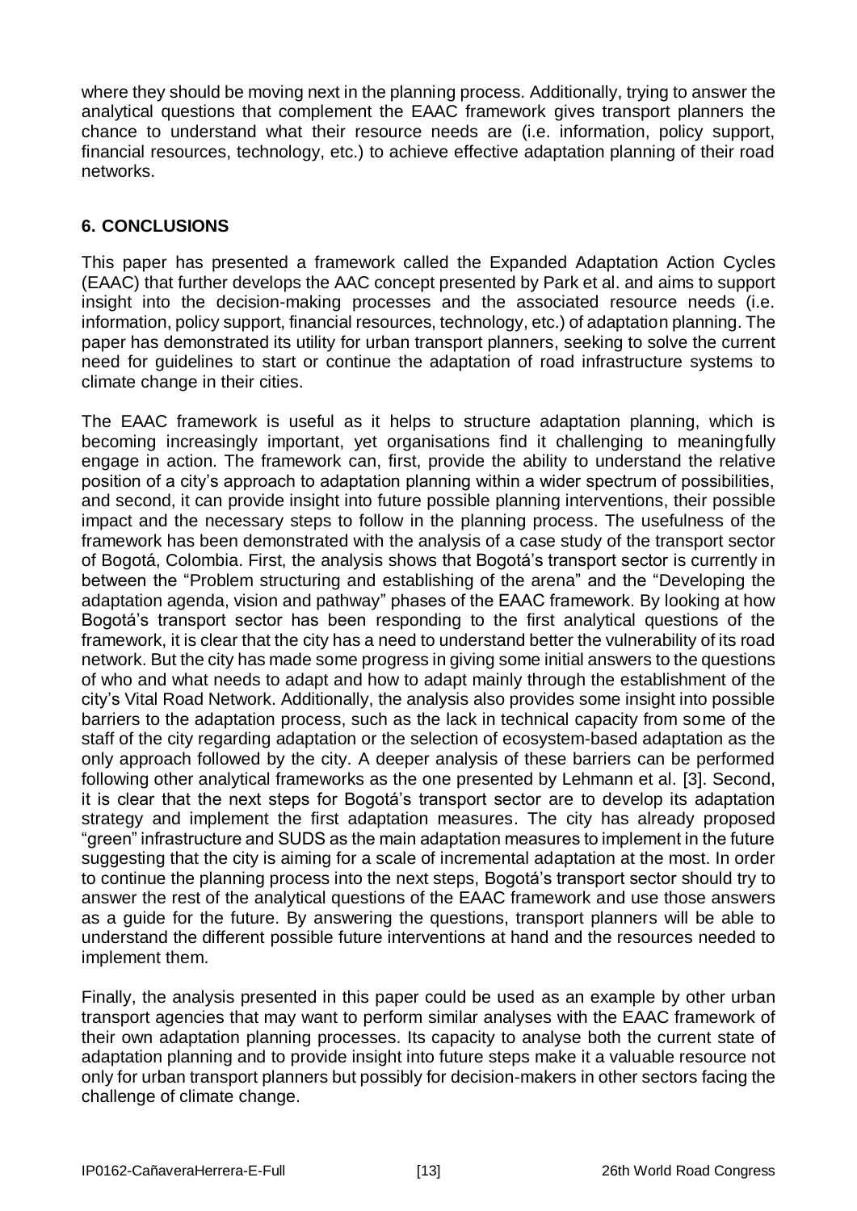where they should be moving next in the planning process. Additionally, trying to answer the analytical questions that complement the EAAC framework gives transport planners the chance to understand what their resource needs are (i.e. information, policy support, financial resources, technology, etc.) to achieve effective adaptation planning of their road networks.

## 6. CONCLUSIONS

This paper has presented a framework called the Expanded Adaptation Action Cycles (EAAC) that further develops the AAC concept presented by Park et al. and aims to support insight into the decision-making processes and the associated resource needs (i.e. information, policy support, financial resources, technology, etc.) of adaptation planning. The paper has demonstrated its utility for urban transport planners, seeking to solve the current need for guidelines to start or continue the adaptation of road infrastructure systems to climate change in their cities.

The EAAC framework is useful as it helps to structure adaptation planning, which is becoming increasingly important, yet organisations find it challenging to meaningfully engage in action. The framework can, first, provide the ability to understand the relative position of a city's approach to adaptation planning within a wider spectrum of possibilities, and second, it can provide insight into future possible planning interventions, their possible impact and the necessary steps to follow in the planning process. The usefulness of the framework has been demonstrated with the analysis of a case study of the transport sector of Bogotá, Colombia. First, the analysis shows that Bogotá's transport sector is currently in between the "Problem structuring and establishing of the arena" and the "Developing the adaptation agenda, vision and pathway" phases of the EAAC framework. By looking at how Bogotá's transport sector has been responding to the first analytical questions of the framework, it is clear that the city has a need to understand better the vulnerability of its road network. But the city has made some progress in giving some initial answers to the questions of who and what needs to adapt and how to adapt mainly through the establishment of the city's Vital Road Network. Additionally, the analysis also provides some insight into possible barriers to the adaptation process, such as the lack in technical capacity from some of the staff of the city regarding adaptation or the selection of ecosystem-based adaptation as the only approach followed by the city. A deeper analysis of these barriers can be performed following other analytical frameworks as the one presented by Lehmann et al. [3]. Second, it is clear that the next steps for Bogotá's transport sector are to develop its adaptation strategy and implement the first adaptation measures. The city has already proposed "green" infrastructure and SUDS as the main adaptation measures to implement in the future suggesting that the city is aiming for a scale of incremental adaptation at the most. In order to continue the planning process into the next steps, Bogotá's transport sector should try to answer the rest of the analytical questions of the EAAC framework and use those answers as a guide for the future. By answering the questions, transport planners will be able to understand the different possible future interventions at hand and the resources needed to implement them.

Finally, the analysis presented in this paper could be used as an example by other urban transport agencies that may want to perform similar analyses with the EAAC framework of their own adaptation planning processes. Its capacity to analyse both the current state of adaptation planning and to provide insight into future steps make it a valuable resource not only for urban transport planners but possibly for decision-makers in other sectors facing the challenge of climate change.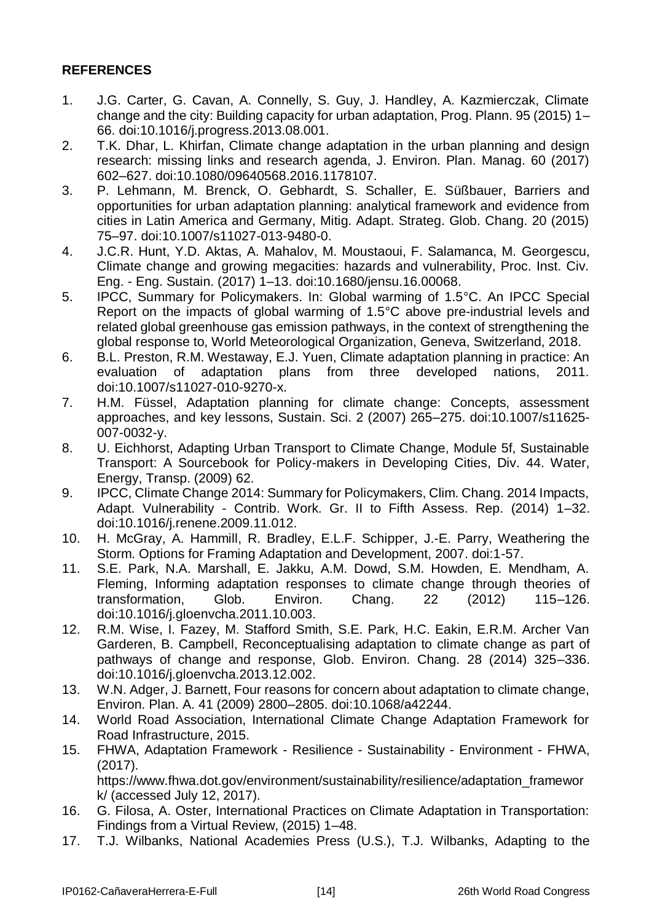## REFERENCES

1. J.G. Carter, G. Cavan, A. Connelly, S. Guy, J. Handley, A. Kazmierczak, Climate change and the city: Building capacity for urban adaptation, Prog. Plann. 95 (2015) 1–66. doi:10.1016/j.progress.2013.08.001.
2. T.K. Dhar, L. Khirfan, Climate change adaptation in the urban planning and design research: missing links and research agenda, J. Environ. Plan. Manag. 60 (2017) 602–627. doi:10.1080/09640568.2016.1178107.
3. P. Lehmann, M. Brenck, O. Gebhardt, S. Schaller, E. Süßbauer, Barriers and opportunities for urban adaptation planning: analytical framework and evidence from cities in Latin America and Germany, Mitig. Adapt. Strateg. Glob. Chang. 20 (2015) 75–97. doi:10.1007/s11027-013-9480-0.
4. J.C.R. Hunt, Y.D. Aktas, A. Mahalov, M. Moustaoui, F. Salamanca, M. Georgescu, Climate change and growing megacities: hazards and vulnerability, Proc. Inst. Civ. Eng. - Eng. Sustain. (2017) 1–13. doi:10.1680/jensu.16.00068.
5. IPCC, Summary for Policymakers. In: Global warming of 1.5°C. An IPCC Special Report on the impacts of global warming of 1.5°C above pre-industrial levels and related global greenhouse gas emission pathways, in the context of strengthening the global response to, World Meteorological Organization, Geneva, Switzerland, 2018.
6. B.L. Preston, R.M. Westaway, E.J. Yuen, Climate adaptation planning in practice: An evaluation of adaptation plans from three developed nations, 2011. doi:10.1007/s11027-010-9270-x.
7. H.M. Füssel, Adaptation planning for climate change: Concepts, assessment approaches, and key lessons, Sustain. Sci. 2 (2007) 265–275. doi:10.1007/s11625-007-0032-y.
8. U. Eichhorst, Adapting Urban Transport to Climate Change, Module 5f, Sustainable Transport: A Sourcebook for Policy-makers in Developing Cities, Div. 44. Water, Energy, Transp. (2009) 62.
9. IPCC, Climate Change 2014: Summary for Policymakers, Clim. Chang. 2014 Impacts, Adapt. Vulnerability - Contrib. Work. Gr. II to Fifth Assess. Rep. (2014) 1–32. doi:10.1016/j.renene.2009.11.012.
10. H. McGray, A. Hammill, R. Bradley, E.L.F. Schipper, J.-E. Parry, Weathering the Storm. Options for Framing Adaptation and Development, 2007. doi:1-57.
11. S.E. Park, N.A. Marshall, E. Jakku, A.M. Dowd, S.M. Howden, E. Mendham, A. Fleming, Informing adaptation responses to climate change through theories of transformation, Glob. Environ. Chang. 22 (2012) 115–126. doi:10.1016/j.gloenvcha.2011.10.003.
12. R.M. Wise, I. Fazey, M. Stafford Smith, S.E. Park, H.C. Eakin, E.R.M. Archer Van Garderen, B. Campbell, Reconceptualising adaptation to climate change as part of pathways of change and response, Glob. Environ. Chang. 28 (2014) 325–336. doi:10.1016/j.gloenvcha.2013.12.002.
13. W.N. Adger, J. Barnett, Four reasons for concern about adaptation to climate change, Environ. Plan. A. 41 (2009) 2800–2805. doi:10.1068/a42244.
14. World Road Association, International Climate Change Adaptation Framework for Road Infrastructure, 2015.
15. FHWA, Adaptation Framework - Resilience - Sustainability - Environment - FHWA, (2017). https://www.fhwa.dot.gov/environment/sustainability/resilience/adaptation_framework/ (accessed July 12, 2017).
16. G. Filosa, A. Oster, International Practices on Climate Adaptation in Transportation: Findings from a Virtual Review, (2015) 1–48.
17. T.J. Wilbanks, National Academies Press (U.S.), T.J. Wilbanks, Adapting to the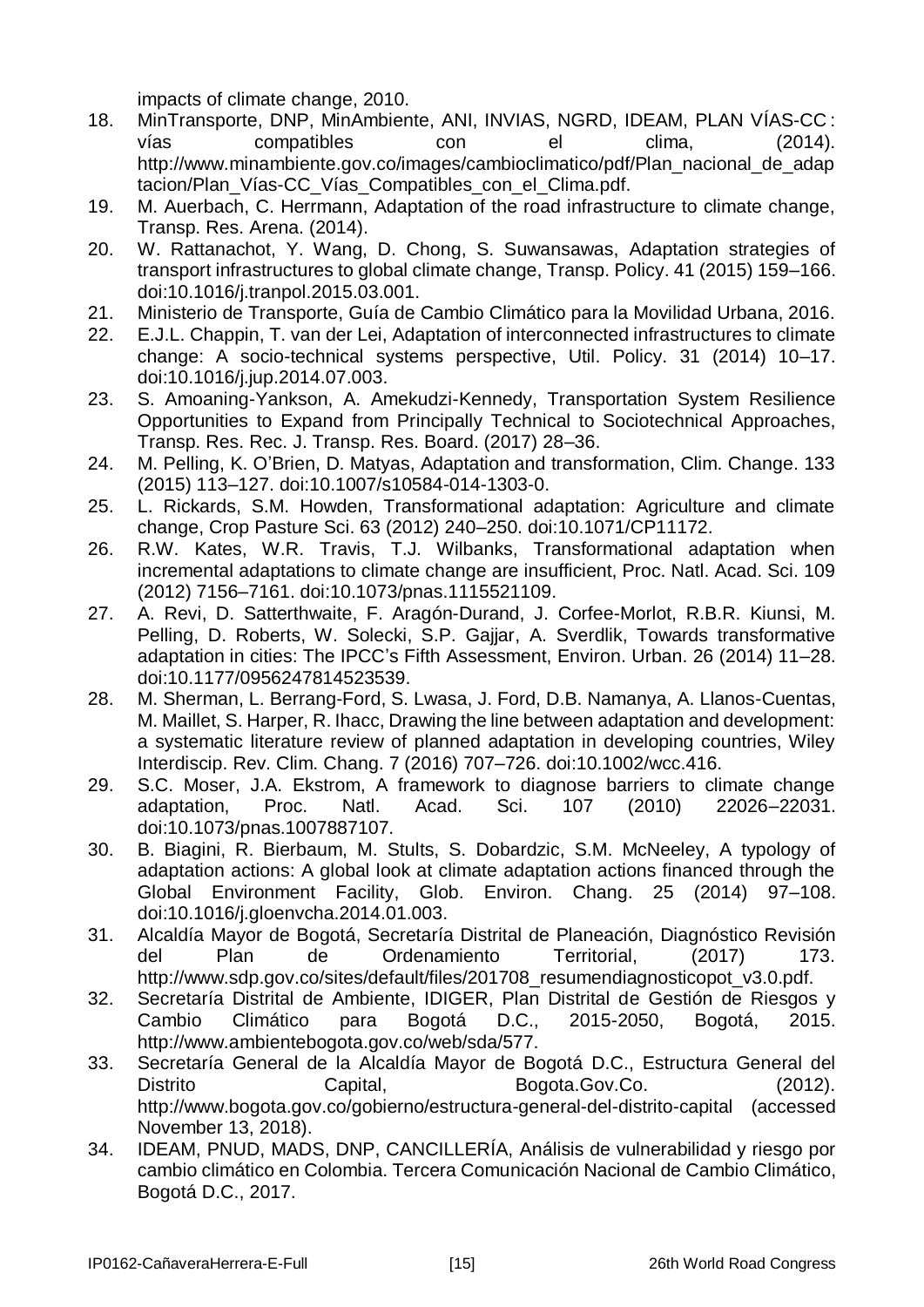impacts of climate change, 2010.

18. MinTransporte, DNP, MinAmbiente, ANI, INVIAS, NGRD, IDEAM, PLAN VÍAS-CC : vías compatibles con el clima, (2014). http://www.minambiente.gov.co/images/cambioclimatico/pdf/Plan_nacional_de_adaptacion/Plan_Vías-CC_Vías_Compatibles_con_el_Clima.pdf.
19. M. Auerbach, C. Herrmann, Adaptation of the road infrastructure to climate change, Transp. Res. Arena. (2014).
20. W. Rattanachot, Y. Wang, D. Chong, S. Suwansawas, Adaptation strategies of transport infrastructures to global climate change, Transp. Policy. 41 (2015) 159–166. doi:10.1016/j.tranpol.2015.03.001.
21. Ministerio de Transporte, Guía de Cambio Climático para la Movilidad Urbana, 2016.
22. E.J.L. Chappin, T. van der Lei, Adaptation of interconnected infrastructures to climate change: A socio-technical systems perspective, Util. Policy. 31 (2014) 10–17. doi:10.1016/j.jup.2014.07.003.
23. S. Amoaning-Yankson, A. Amekudzi-Kennedy, Transportation System Resilience Opportunities to Expand from Principally Technical to Sociotechnical Approaches, Transp. Res. Rec. J. Transp. Res. Board. (2017) 28–36.
24. M. Pelling, K. O'Brien, D. Matyas, Adaptation and transformation, Clim. Change. 133 (2015) 113–127. doi:10.1007/s10584-014-1303-0.
25. L. Rickards, S.M. Howden, Transformational adaptation: Agriculture and climate change, Crop Pasture Sci. 63 (2012) 240–250. doi:10.1071/CP11172.
26. R.W. Kates, W.R. Travis, T.J. Wilbanks, Transformational adaptation when incremental adaptations to climate change are insufficient, Proc. Natl. Acad. Sci. 109 (2012) 7156–7161. doi:10.1073/pnas.1115521109.
27. A. Revi, D. Satterthwaite, F. Aragón-Durand, J. Corfee-Morlot, R.B.R. Kiunsi, M. Pelling, D. Roberts, W. Solecki, S.P. Gajjar, A. Sverdlik, Towards transformative adaptation in cities: The IPCC's Fifth Assessment, Environ. Urban. 26 (2014) 11–28. doi:10.1177/0956247814523539.
28. M. Sherman, L. Berrang-Ford, S. Lwasa, J. Ford, D.B. Namanya, A. Llanos-Cuentas, M. Maillet, S. Harper, R. Ihacc, Drawing the line between adaptation and development: a systematic literature review of planned adaptation in developing countries, Wiley Interdiscip. Rev. Clim. Chang. 7 (2016) 707–726. doi:10.1002/wcc.416.
29. S.C. Moser, J.A. Ekstrom, A framework to diagnose barriers to climate change adaptation, Proc. Natl. Acad. Sci. 107 (2010) 22026–22031. doi:10.1073/pnas.1007887107.
30. B. Biagini, R. Bierbaum, M. Stults, S. Dobardzic, S.M. McNeeley, A typology of adaptation actions: A global look at climate adaptation actions financed through the Global Environment Facility, Glob. Environ. Chang. 25 (2014) 97–108. doi:10.1016/j.gloenvcha.2014.01.003.
31. Alcaldía Mayor de Bogotá, Secretaría Distrital de Planeación, Diagnóstico Revisión del Plan de Ordenamiento Territorial, (2017) 173. http://www.sdp.gov.co/sites/default/files/201708_resumendiagnosticopot_v3.0.pdf.
32. Secretaría Distrital de Ambiente, IDIGER, Plan Distrital de Gestión de Riesgos y Cambio Climático para Bogotá D.C., 2015-2050, Bogotá, 2015. http://www.ambientebogota.gov.co/web/sda/577.
33. Secretaría General de la Alcaldía Mayor de Bogotá D.C., Estructura General del Distrito Capital, Bogota.Gov.Co. (2012). http://www.bogota.gov.co/gobierno/estructura-general-del-distrito-capital (accessed November 13, 2018).
34. IDEAM, PNUD, MADS, DNP, CANCILLERÍA, Análisis de vulnerabilidad y riesgo por cambio climático en Colombia. Tercera Comunicación Nacional de Cambio Climático, Bogotá D.C., 2017.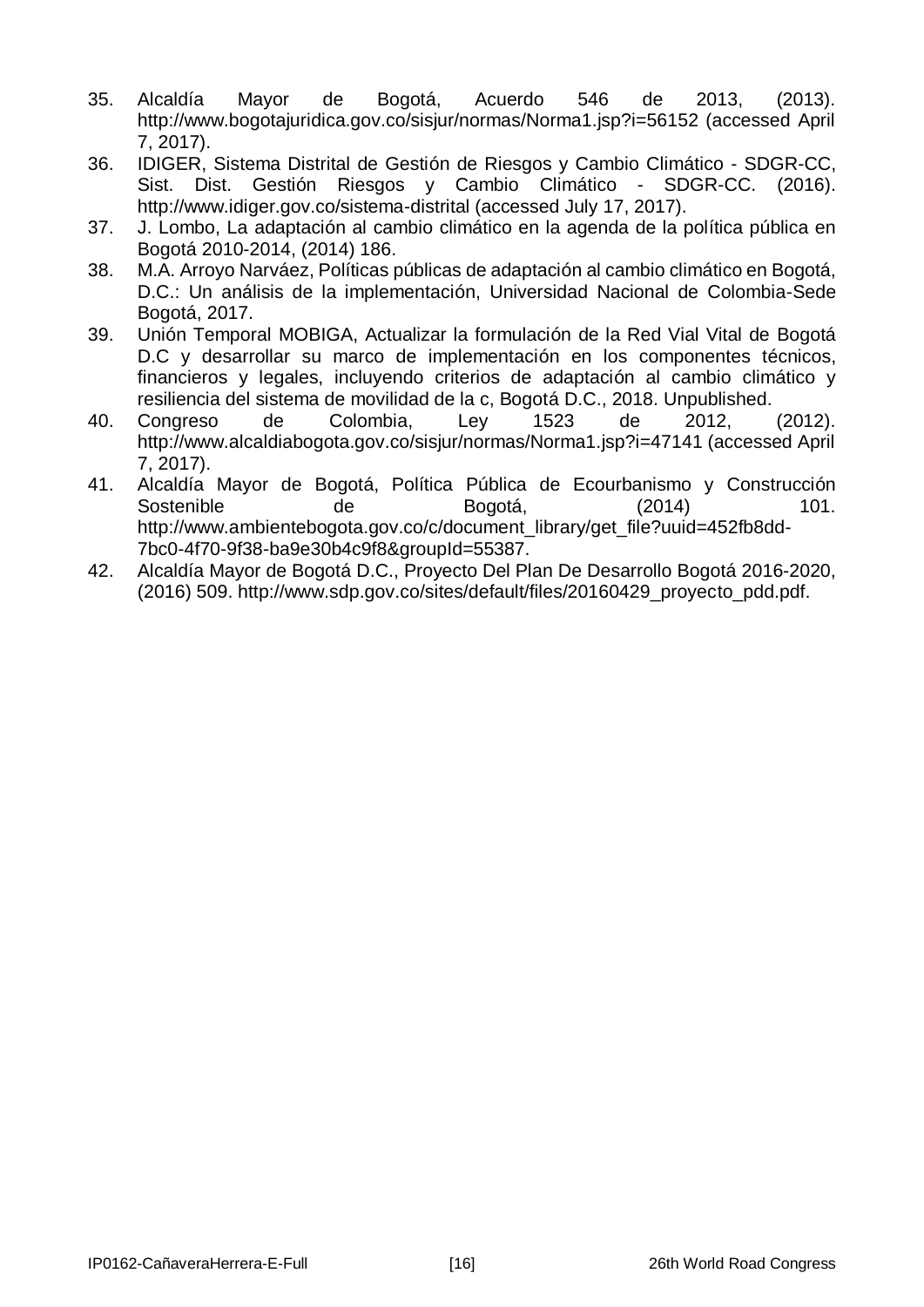35. Alcaldía Mayor de Bogotá, Acuerdo 546 de 2013, (2013). http://www.bogotajuridica.gov.co/sisjur/normas/Norma1.jsp?i=56152 (accessed April 7, 2017).
36. IDIGER, Sistema Distrital de Gestión de Riesgos y Cambio Climático - SDGR-CC, Sist. Dist. Gestión Riesgos y Cambio Climático - SDGR-CC. (2016). http://www.idiger.gov.co/sistema-distrital (accessed July 17, 2017).
37. J. Lombo, La adaptación al cambio climático en la agenda de la política pública en Bogotá 2010-2014, (2014) 186.
38. M.A. Arroyo Narváez, Políticas públicas de adaptación al cambio climático en Bogotá, D.C.: Un análisis de la implementación, Universidad Nacional de Colombia-Sede Bogotá, 2017.
39. Unión Temporal MOBIGA, Actualizar la formulación de la Red Vial Vital de Bogotá D.C y desarrollar su marco de implementación en los componentes técnicos, financieros y legales, incluyendo criterios de adaptación al cambio climático y resiliencia del sistema de movilidad de la c, Bogotá D.C., 2018. Unpublished.
40. Congreso de Colombia, Ley 1523 de 2012, (2012). http://www.alcaldiabogota.gov.co/sisjur/normas/Norma1.jsp?i=47141 (accessed April 7, 2017).
41. Alcaldía Mayor de Bogotá, Política Pública de Ecourbanismo y Construcción Sostenible de Bogotá, (2014) 101. http://www.ambientebogota.gov.co/c/document_library/get_file?uuid=452fb8dd-7bc0-4f70-9f38-ba9e30b4c9f8&groupId=55387.
42. Alcaldía Mayor de Bogotá D.C., Proyecto Del Plan De Desarrollo Bogotá 2016-2020, (2016) 509. http://www.sdp.gov.co/sites/default/files/20160429_proyecto_pdd.pdf.